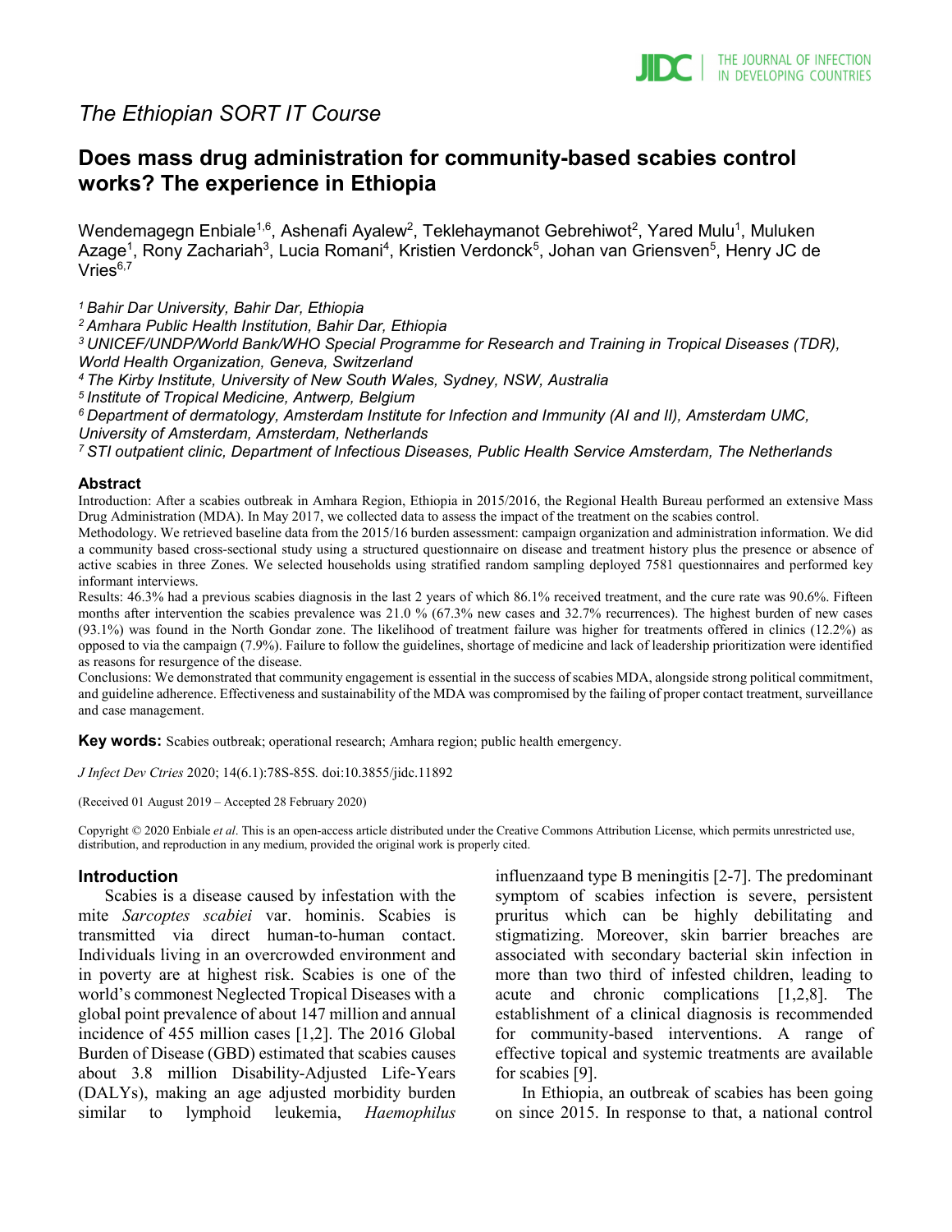*The Ethiopian SORT IT Course*

# Does mass drug administration for community-based scabies control works? The experience in Ethiopia

Wendemagegn Enbiale[1,6], Ashenafi Ayalew[2], Teklehaymanot Gebrehiwot[2], Yared Mulu[1], Muluken Azage[1], Rony Zachariah[3], Lucia Romani[4], Kristien Verdonck[5], Johan van Griensven[5], Henry JC de Vries[6,7]

*[1] Bahir Dar University, Bahir Dar, Ethiopia*
*[2] Amhara Public Health Institution, Bahir Dar, Ethiopia*
*[3] UNICEF/UNDP/World Bank/WHO Special Programme for Research and Training in Tropical Diseases (TDR), World Health Organization, Geneva, Switzerland*
*[4] The Kirby Institute, University of New South Wales, Sydney, NSW, Australia*
*[5] Institute of Tropical Medicine, Antwerp, Belgium*
*[6] Department of dermatology, Amsterdam Institute for Infection and Immunity (AI and II), Amsterdam UMC, University of Amsterdam, Amsterdam, Netherlands*
*[7] STI outpatient clinic, Department of Infectious Diseases, Public Health Service Amsterdam, The Netherlands*

### Abstract

Introduction: After a scabies outbreak in Amhara Region, Ethiopia in 2015/2016, the Regional Health Bureau performed an extensive Mass Drug Administration (MDA). In May 2017, we collected data to assess the impact of the treatment on the scabies control.

Methodology. We retrieved baseline data from the 2015/16 burden assessment: campaign organization and administration information. We did a community based cross-sectional study using a structured questionnaire on disease and treatment history plus the presence or absence of active scabies in three Zones. We selected households using stratified random sampling deployed 7581 questionnaires and performed key informant interviews.

Results: 46.3% had a previous scabies diagnosis in the last 2 years of which 86.1% received treatment, and the cure rate was 90.6%. Fifteen months after intervention the scabies prevalence was 21.0 % (67.3% new cases and 32.7% recurrences). The highest burden of new cases (93.1%) was found in the North Gondar zone. The likelihood of treatment failure was higher for treatments offered in clinics (12.2%) as opposed to via the campaign (7.9%). Failure to follow the guidelines, shortage of medicine and lack of leadership prioritization were identified as reasons for resurgence of the disease.

Conclusions: We demonstrated that community engagement is essential in the success of scabies MDA, alongside strong political commitment, and guideline adherence. Effectiveness and sustainability of the MDA was compromised by the failing of proper contact treatment, surveillance and case management.

**Key words:** Scabies outbreak; operational research; Amhara region; public health emergency.

*J Infect Dev Ctries* 2020; 14(6.1):78S-85S. doi:10.3855/jidc.11892

(Received 01 August 2019 – Accepted 28 February 2020)

Copyright © 2020 Enbiale *et al*. This is an open-access article distributed under the Creative Commons Attribution License, which permits unrestricted use, distribution, and reproduction in any medium, provided the original work is properly cited.

## Introduction

Scabies is a disease caused by infestation with the mite *Sarcoptes scabiei* var. hominis. Scabies is transmitted via direct human-to-human contact. Individuals living in an overcrowded environment and in poverty are at highest risk. Scabies is one of the world's commonest Neglected Tropical Diseases with a global point prevalence of about 147 million and annual incidence of 455 million cases [1,2]. The 2016 Global Burden of Disease (GBD) estimated that scabies causes about 3.8 million Disability-Adjusted Life-Years (DALYs), making an age adjusted morbidity burden similar to lymphoid leukemia, *Haemophilus* influenzaand type B meningitis [2-7]. The predominant symptom of scabies infection is severe, persistent pruritus which can be highly debilitating and stigmatizing. Moreover, skin barrier breaches are associated with secondary bacterial skin infection in more than two third of infested children, leading to acute and chronic complications [1,2,8]. The establishment of a clinical diagnosis is recommended for community-based interventions. A range of effective topical and systemic treatments are available for scabies [9].

In Ethiopia, an outbreak of scabies has been going on since 2015. In response to that, a national control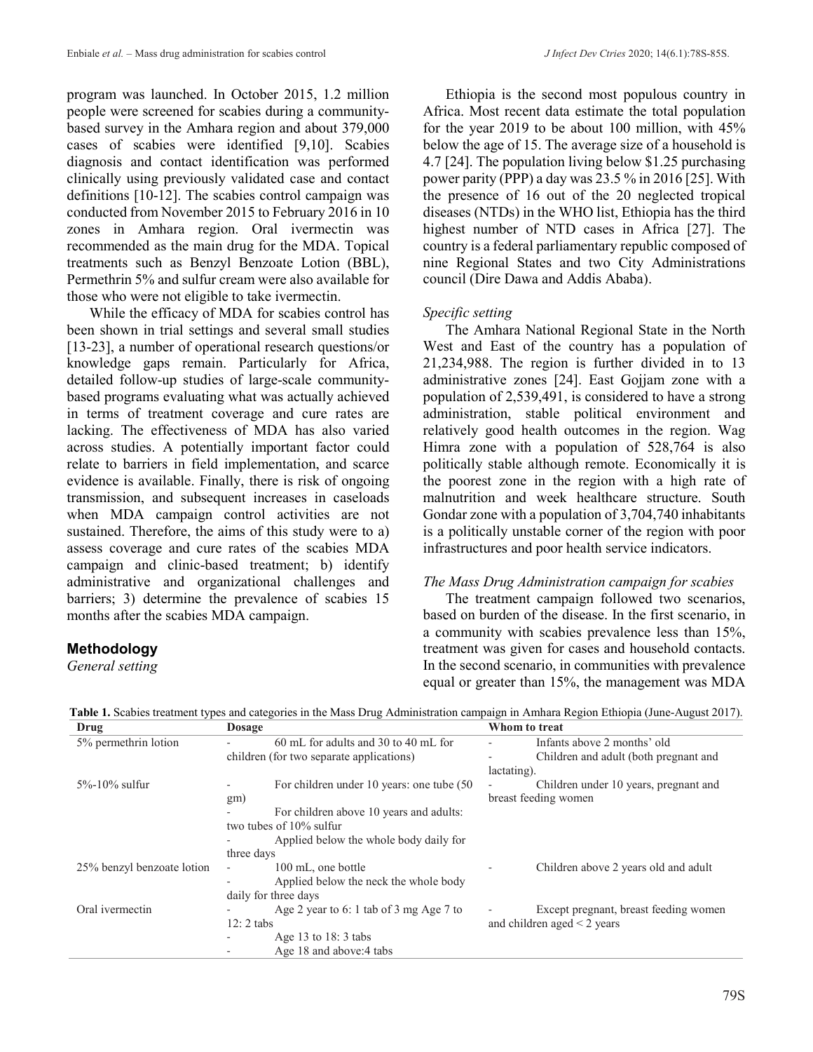program was launched. In October 2015, 1.2 million people were screened for scabies during a community-based survey in the Amhara region and about 379,000 cases of scabies were identified [9,10]. Scabies diagnosis and contact identification was performed clinically using previously validated case and contact definitions [10-12]. The scabies control campaign was conducted from November 2015 to February 2016 in 10 zones in Amhara region. Oral ivermectin was recommended as the main drug for the MDA. Topical treatments such as Benzyl Benzoate Lotion (BBL), Permethrin 5% and sulfur cream were also available for those who were not eligible to take ivermectin.

While the efficacy of MDA for scabies control has been shown in trial settings and several small studies [13-23], a number of operational research questions/or knowledge gaps remain. Particularly for Africa, detailed follow-up studies of large-scale community-based programs evaluating what was actually achieved in terms of treatment coverage and cure rates are lacking. The effectiveness of MDA has also varied across studies. A potentially important factor could relate to barriers in field implementation, and scarce evidence is available. Finally, there is risk of ongoing transmission, and subsequent increases in caseloads when MDA campaign control activities are not sustained. Therefore, the aims of this study were to a) assess coverage and cure rates of the scabies MDA campaign and clinic-based treatment; b) identify administrative and organizational challenges and barriers; 3) determine the prevalence of scabies 15 months after the scabies MDA campaign.

## Methodology

*General setting*

Ethiopia is the second most populous country in Africa. Most recent data estimate the total population for the year 2019 to be about 100 million, with 45% below the age of 15. The average size of a household is 4.7 [24]. The population living below $1.25 purchasing power parity (PPP) a day was 23.5 % in 2016 [25]. With the presence of 16 out of the 20 neglected tropical diseases (NTDs) in the WHO list, Ethiopia has the third highest number of NTD cases in Africa [27]. The country is a federal parliamentary republic composed of nine Regional States and two City Administrations council (Dire Dawa and Addis Ababa).

*Specific setting*

The Amhara National Regional State in the North West and East of the country has a population of 21,234,988. The region is further divided in to 13 administrative zones [24]. East Gojjam zone with a population of 2,539,491, is considered to have a strong administration, stable political environment and relatively good health outcomes in the region. Wag Himra zone with a population of 528,764 is also politically stable although remote. Economically it is the poorest zone in the region with a high rate of malnutrition and week healthcare structure. South Gondar zone with a population of 3,704,740 inhabitants is a politically unstable corner of the region with poor infrastructures and poor health service indicators.

*The Mass Drug Administration campaign for scabies*

The treatment campaign followed two scenarios, based on burden of the disease. In the first scenario, in a community with scabies prevalence less than 15%, treatment was given for cases and household contacts. In the second scenario, in communities with prevalence equal or greater than 15%, the management was MDA

**Table 1.** Scabies treatment types and categories in the Mass Drug Administration campaign in Amhara Region Ethiopia (June-August 2017).

| Drug | Dosage | Whom to treat |
|---|---|---|
| 5% permethrin lotion | - 60 mL for adults and 30 to 40 mL for children (for two separate applications) | - Infants above 2 months' old<br>- Children and adult (both pregnant and lactating). |
| 5%-10% sulfur | - For children under 10 years: one tube (50 gm)<br>- For children above 10 years and adults: two tubes of 10% sulfur<br>- Applied below the whole body daily for three days | - Children under 10 years, pregnant and breast feeding women |
| 25% benzyl benzoate lotion | - 100 mL, one bottle<br>- Applied below the neck the whole body daily for three days | - Children above 2 years old and adult |
| Oral ivermectin | - Age 2 year to 6: 1 tab of 3 mg Age 7 to 12: 2 tabs<br>- Age 13 to 18: 3 tabs<br>- Age 18 and above:4 tabs | - Except pregnant, breast feeding women and children aged < 2 years |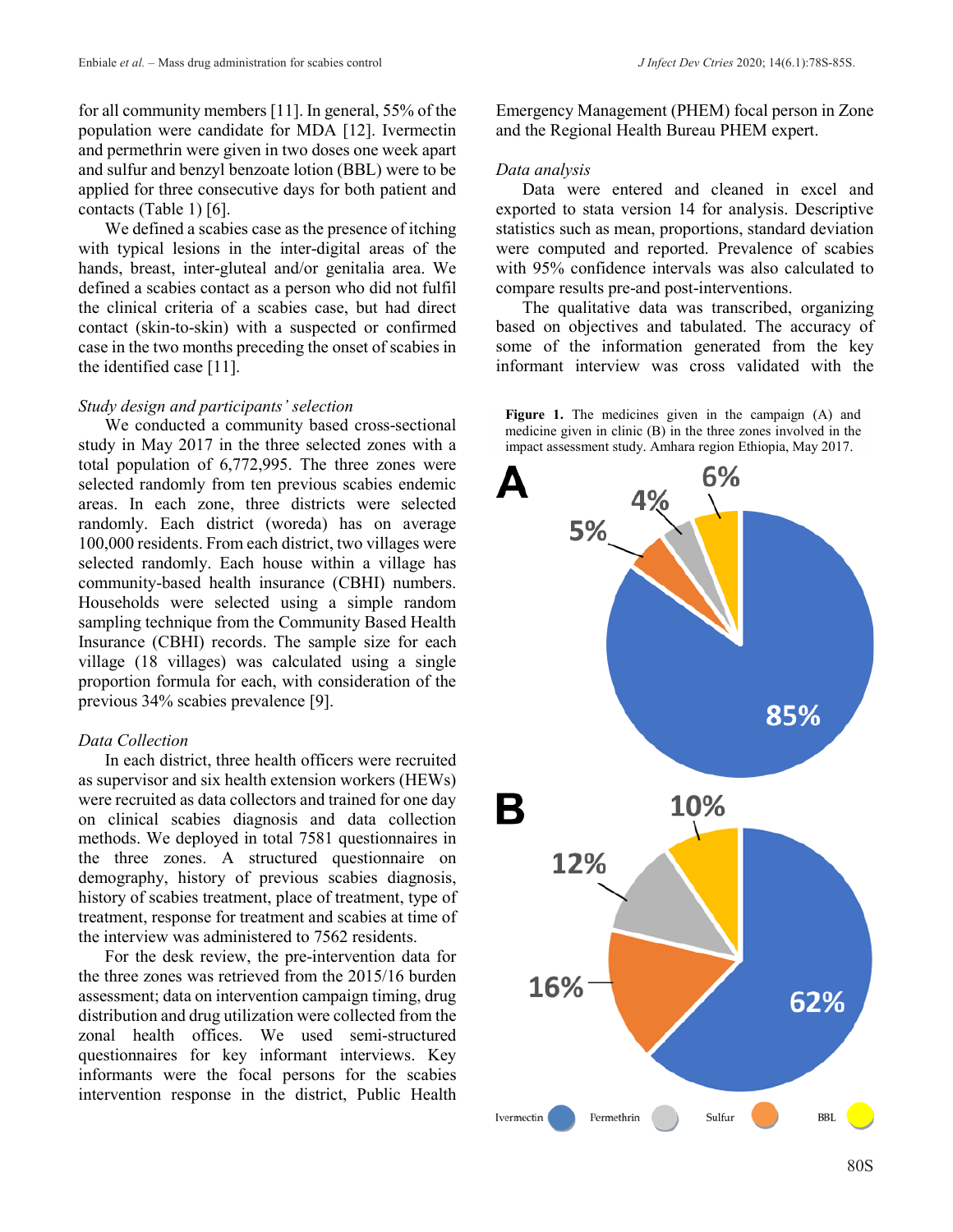for all community members [11]. In general, 55% of the population were candidate for MDA [12]. Ivermectin and permethrin were given in two doses one week apart and sulfur and benzyl benzoate lotion (BBL) were to be applied for three consecutive days for both patient and contacts (Table 1) [6].

We defined a scabies case as the presence of itching with typical lesions in the inter-digital areas of the hands, breast, inter-gluteal and/or genitalia area. We defined a scabies contact as a person who did not fulfil the clinical criteria of a scabies case, but had direct contact (skin-to-skin) with a suspected or confirmed case in the two months preceding the onset of scabies in the identified case [11].

### *Study design and participants' selection*

We conducted a community based cross-sectional study in May 2017 in the three selected zones with a total population of 6,772,995. The three zones were selected randomly from ten previous scabies endemic areas. In each zone, three districts were selected randomly. Each district (woreda) has on average 100,000 residents. From each district, two villages were selected randomly. Each house within a village has community-based health insurance (CBHI) numbers. Households were selected using a simple random sampling technique from the Community Based Health Insurance (CBHI) records. The sample size for each village (18 villages) was calculated using a single proportion formula for each, with consideration of the previous 34% scabies prevalence [9].

### *Data Collection*

In each district, three health officers were recruited as supervisor and six health extension workers (HEWs) were recruited as data collectors and trained for one day on clinical scabies diagnosis and data collection methods. We deployed in total 7581 questionnaires in the three zones. A structured questionnaire on demography, history of previous scabies diagnosis, history of scabies treatment, place of treatment, type of treatment, response for treatment and scabies at time of the interview was administered to 7562 residents.

For the desk review, the pre-intervention data for the three zones was retrieved from the 2015/16 burden assessment; data on intervention campaign timing, drug distribution and drug utilization were collected from the zonal health offices. We used semi-structured questionnaires for key informant interviews. Key informants were the focal persons for the scabies intervention response in the district, Public Health Emergency Management (PHEM) focal person in Zone and the Regional Health Bureau PHEM expert.

### *Data analysis*

Data were entered and cleaned in excel and exported to stata version 14 for analysis. Descriptive statistics such as mean, proportions, standard deviation were computed and reported. Prevalence of scabies with 95% confidence intervals was also calculated to compare results pre-and post-interventions.

The qualitative data was transcribed, organizing based on objectives and tabulated. The accuracy of some of the information generated from the key informant interview was cross validated with the

**Figure 1.** The medicines given in the campaign (A) and medicine given in clinic (B) in the three zones involved in the impact assessment study. Amhara region Ethiopia, May 2017.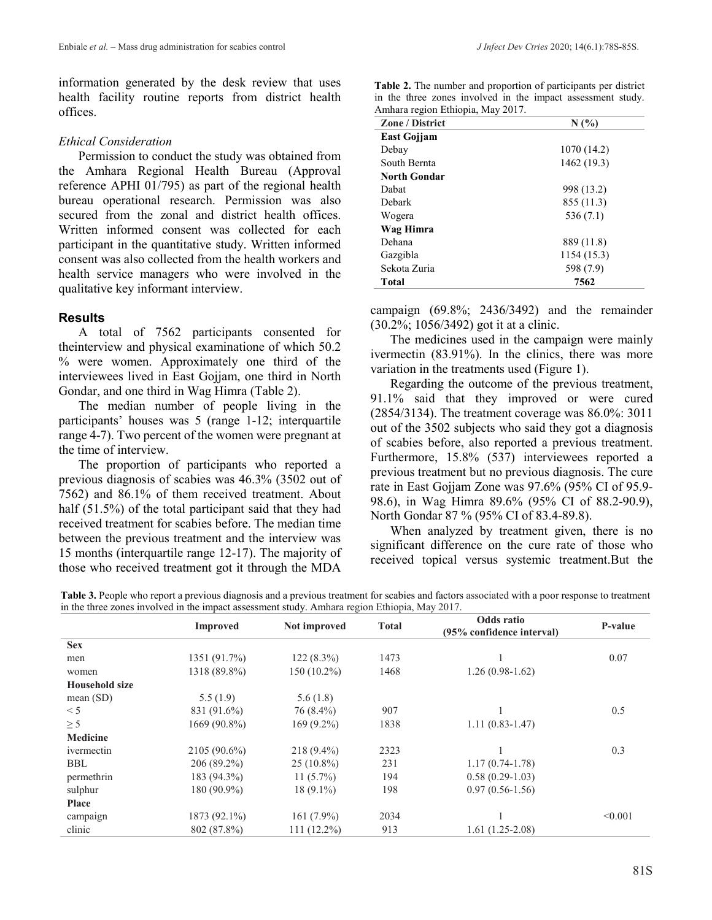information generated by the desk review that uses health facility routine reports from district health offices.

*Ethical Consideration*

Permission to conduct the study was obtained from the Amhara Regional Health Bureau (Approval reference APHI 01/795) as part of the regional health bureau operational research. Permission was also secured from the zonal and district health offices. Written informed consent was collected for each participant in the quantitative study. Written informed consent was also collected from the health workers and health service managers who were involved in the qualitative key informant interview.

## Results

A total of 7562 participants consented for theinterview and physical examinatione of which 50.2 % were women. Approximately one third of the interviewees lived in East Gojjam, one third in North Gondar, and one third in Wag Himra (Table 2).

**Table 2.** The number and proportion of participants per district in the three zones involved in the impact assessment study. Amhara region Ethiopia, May 2017.

| Zone / District | N (%) |
|---|---|
| **East Gojjam** | |
| Debay | 1070 (14.2) |
| South Bernta | 1462 (19.3) |
| **North Gondar** | |
| Dabat | 998 (13.2) |
| Debark | 855 (11.3) |
| Wogera | 536 (7.1) |
| **Wag Himra** | |
| Dehana | 889 (11.8) |
| Gazgibla | 1154 (15.3) |
| Sekota Zuria | 598 (7.9) |
| **Total** | **7562** |

The median number of people living in the participants' houses was 5 (range 1-12; interquartile range 4-7). Two percent of the women were pregnant at the time of interview.

The proportion of participants who reported a previous diagnosis of scabies was 46.3% (3502 out of 7562) and 86.1% of them received treatment. About half (51.5%) of the total participant said that they had received treatment for scabies before. The median time between the previous treatment and the interview was 15 months (interquartile range 12-17). The majority of those who received treatment got it through the MDA campaign (69.8%; 2436/3492) and the remainder (30.2%; 1056/3492) got it at a clinic.

The medicines used in the campaign were mainly ivermectin (83.91%). In the clinics, there was more variation in the treatments used (Figure 1).

Regarding the outcome of the previous treatment, 91.1% said that they improved or were cured (2854/3134). The treatment coverage was 86.0%: 3011 out of the 3502 subjects who said they got a diagnosis of scabies before, also reported a previous treatment. Furthermore, 15.8% (537) interviewees reported a previous treatment but no previous diagnosis. The cure rate in East Gojjam Zone was 97.6% (95% CI of 95.9-98.6), in Wag Himra 89.6% (95% CI of 88.2-90.9), North Gondar 87 % (95% CI of 83.4-89.8).

When analyzed by treatment given, there is no significant difference on the cure rate of those who received topical versus systemic treatment.But the

**Table 3.** People who report a previous diagnosis and a previous treatment for scabies and factors associated with a poor response to treatment in the three zones involved in the impact assessment study. Amhara region Ethiopia, May 2017.

| | Improved | Not improved | Total | Odds ratio (95% confidence interval) | P-value |
|---|---|---|---|---|---|
| **Sex** | | | | | |
| men | 1351 (91.7%) | 122 (8.3%) | 1473 | 1 | 0.07 |
| women | 1318 (89.8%) | 150 (10.2%) | 1468 | 1.26 (0.98-1.62) | |
| **Household size** | | | | | |
| mean (SD) | 5.5 (1.9) | 5.6 (1.8) | | | |
| < 5 | 831 (91.6%) | 76 (8.4%) | 907 | 1 | 0.5 |
| ≥ 5 | 1669 (90.8%) | 169 (9.2%) | 1838 | 1.11 (0.83-1.47) | |
| **Medicine** | | | | | |
| ivermectin | 2105 (90.6%) | 218 (9.4%) | 2323 | 1 | 0.3 |
| BBL | 206 (89.2%) | 25 (10.8%) | 231 | 1.17 (0.74-1.78) | |
| permethrin | 183 (94.3%) | 11 (5.7%) | 194 | 0.58 (0.29-1.03) | |
| sulphur | 180 (90.9%) | 18 (9.1%) | 198 | 0.97 (0.56-1.56) | |
| **Place** | | | | | |
| campaign | 1873 (92.1%) | 161 (7.9%) | 2034 | 1 | <0.001 |
| clinic | 802 (87.8%) | 111 (12.2%) | 913 | 1.61 (1.25-2.08) | |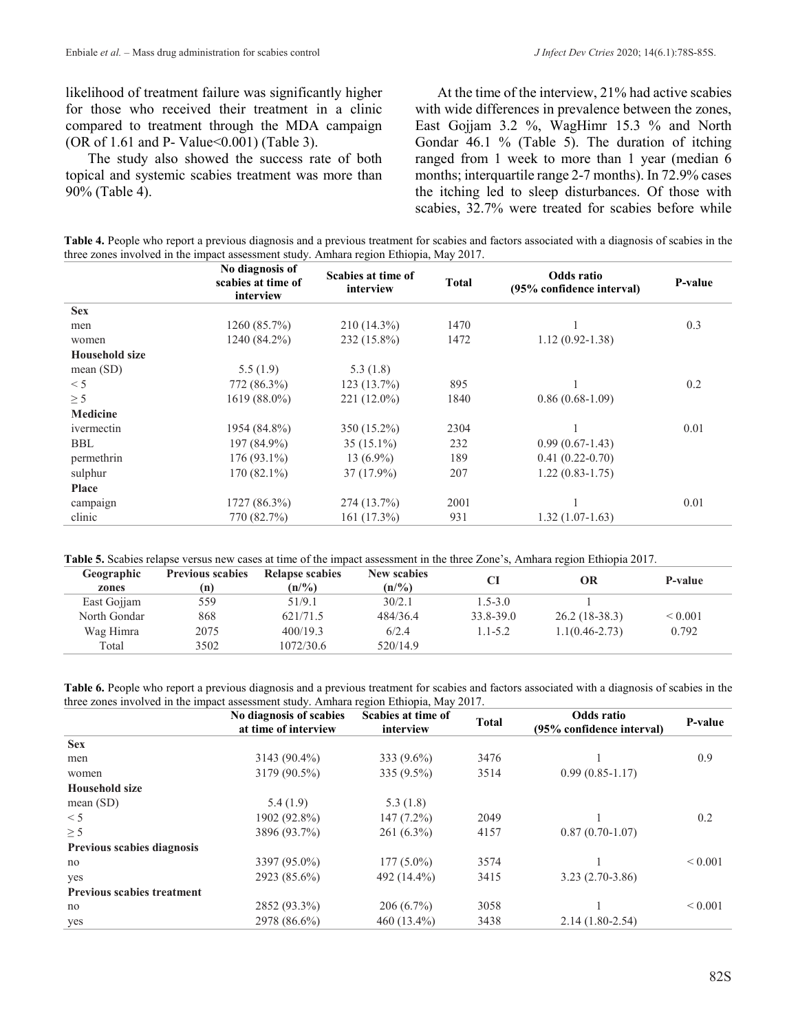likelihood of treatment failure was significantly higher for those who received their treatment in a clinic compared to treatment through the MDA campaign (OR of 1.61 and P- Value<0.001) (Table 3).

The study also showed the success rate of both topical and systemic scabies treatment was more than 90% (Table 4).

At the time of the interview, 21% had active scabies with wide differences in prevalence between the zones, East Gojjam 3.2 %, WagHimr 15.3 % and North Gondar 46.1 % (Table 5). The duration of itching ranged from 1 week to more than 1 year (median 6 months; interquartile range 2-7 months). In 72.9% cases the itching led to sleep disturbances. Of those with scabies, 32.7% were treated for scabies before while

**Table 4.** People who report a previous diagnosis and a previous treatment for scabies and factors associated with a diagnosis of scabies in the three zones involved in the impact assessment study. Amhara region Ethiopia, May 2017.

| | No diagnosis of scabies at time of interview | Scabies at time of interview | Total | Odds ratio (95% confidence interval) | P-value |
|---|---|---|---|---|---|
| **Sex** | | | | | |
| men | 1260 (85.7%) | 210 (14.3%) | 1470 | 1 | 0.3 |
| women | 1240 (84.2%) | 232 (15.8%) | 1472 | 1.12 (0.92-1.38) | |
| **Household size** | | | | | |
| mean (SD) | 5.5 (1.9) | 5.3 (1.8) | | | |
| < 5 | 772 (86.3%) | 123 (13.7%) | 895 | 1 | 0.2 |
| ≥ 5 | 1619 (88.0%) | 221 (12.0%) | 1840 | 0.86 (0.68-1.09) | |
| **Medicine** | | | | | |
| ivermectin | 1954 (84.8%) | 350 (15.2%) | 2304 | 1 | 0.01 |
| BBL | 197 (84.9%) | 35 (15.1%) | 232 | 0.99 (0.67-1.43) | |
| permethrin | 176 (93.1%) | 13 (6.9%) | 189 | 0.41 (0.22-0.70) | |
| sulphur | 170 (82.1%) | 37 (17.9%) | 207 | 1.22 (0.83-1.75) | |
| **Place** | | | | | |
| campaign | 1727 (86.3%) | 274 (13.7%) | 2001 | 1 | 0.01 |
| clinic | 770 (82.7%) | 161 (17.3%) | 931 | 1.32 (1.07-1.63) | |

**Table 5.** Scabies relapse versus new cases at time of the impact assessment in the three Zone's, Amhara region Ethiopia 2017.

| Geographic zones | Previous scabies (n) | Relapse scabies (n/%) | New scabies (n/%) | CI | OR | P-value |
|---|---|---|---|---|---|---|
| East Gojjam | 559 | 51/9.1 | 30/2.1 | 1.5-3.0 | 1 | |
| North Gondar | 868 | 621/71.5 | 484/36.4 | 33.8-39.0 | 26.2 (18-38.3) | < 0.001 |
| Wag Himra | 2075 | 400/19.3 | 6/2.4 | 1.1-5.2 | 1.1(0.46-2.73) | 0.792 |
| Total | 3502 | 1072/30.6 | 520/14.9 | | | |

**Table 6.** People who report a previous diagnosis and a previous treatment for scabies and factors associated with a diagnosis of scabies in the three zones involved in the impact assessment study. Amhara region Ethiopia, May 2017.

| | No diagnosis of scabies at time of interview | Scabies at time of interview | Total | Odds ratio (95% confidence interval) | P-value |
|---|---|---|---|---|---|
| **Sex** | | | | | |
| men | 3143 (90.4%) | 333 (9.6%) | 3476 | 1 | 0.9 |
| women | 3179 (90.5%) | 335 (9.5%) | 3514 | 0.99 (0.85-1.17) | |
| **Household size** | | | | | |
| mean (SD) | 5.4 (1.9) | 5.3 (1.8) | | | |
| < 5 | 1902 (92.8%) | 147 (7.2%) | 2049 | 1 | 0.2 |
| ≥ 5 | 3896 (93.7%) | 261 (6.3%) | 4157 | 0.87 (0.70-1.07) | |
| **Previous scabies diagnosis** | | | | | |
| no | 3397 (95.0%) | 177 (5.0%) | 3574 | 1 | < 0.001 |
| yes | 2923 (85.6%) | 492 (14.4%) | 3415 | 3.23 (2.70-3.86) | |
| **Previous scabies treatment** | | | | | |
| no | 2852 (93.3%) | 206 (6.7%) | 3058 | 1 | < 0.001 |
| yes | 2978 (86.6%) | 460 (13.4%) | 3438 | 2.14 (1.80-2.54) | |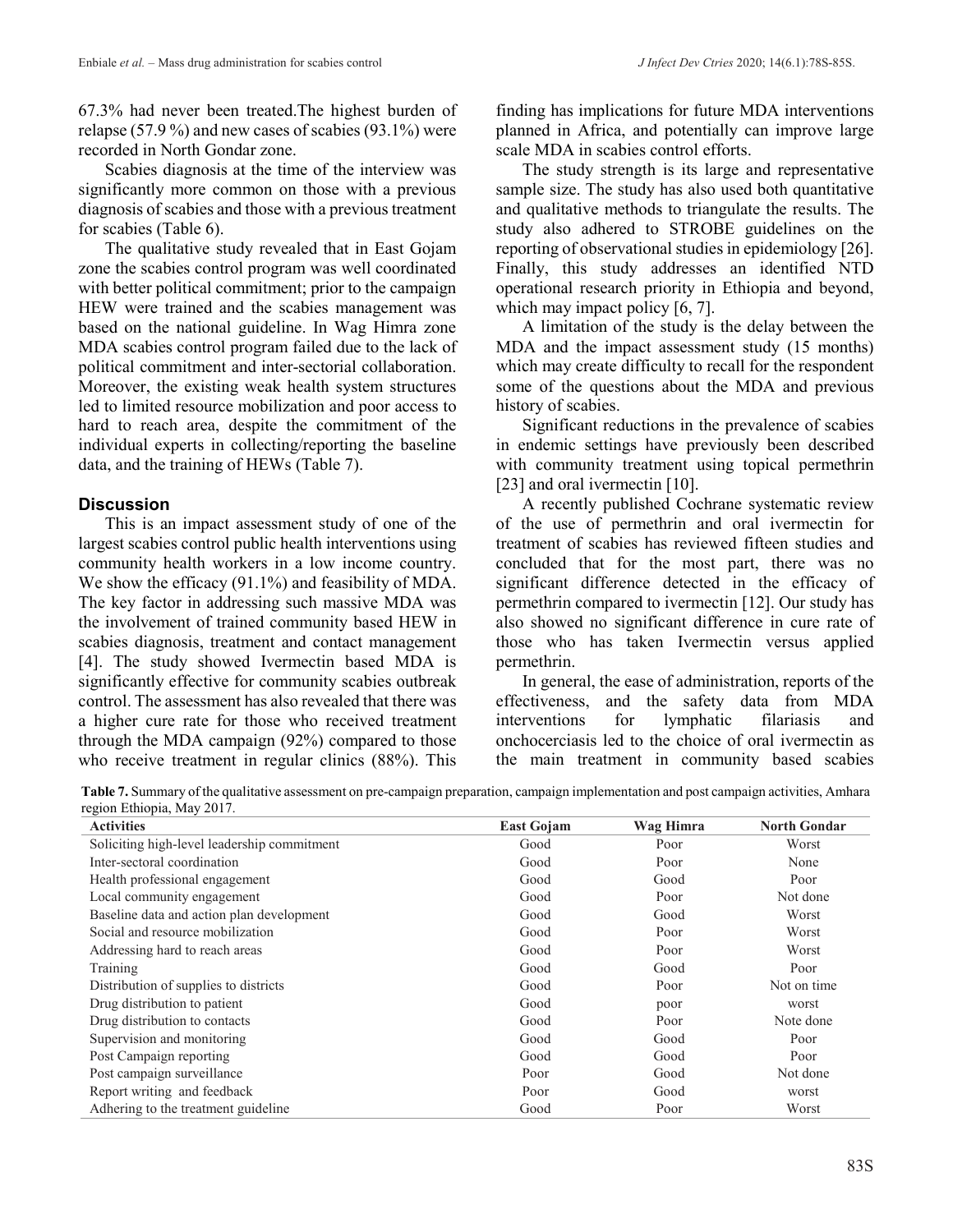67.3% had never been treated.The highest burden of relapse (57.9 %) and new cases of scabies (93.1%) were recorded in North Gondar zone.

Scabies diagnosis at the time of the interview was significantly more common on those with a previous diagnosis of scabies and those with a previous treatment for scabies (Table 6).

The qualitative study revealed that in East Gojam zone the scabies control program was well coordinated with better political commitment; prior to the campaign HEW were trained and the scabies management was based on the national guideline. In Wag Himra zone MDA scabies control program failed due to the lack of political commitment and inter-sectorial collaboration. Moreover, the existing weak health system structures led to limited resource mobilization and poor access to hard to reach area, despite the commitment of the individual experts in collecting/reporting the baseline data, and the training of HEWs (Table 7).

## Discussion

This is an impact assessment study of one of the largest scabies control public health interventions using community health workers in a low income country. We show the efficacy (91.1%) and feasibility of MDA. The key factor in addressing such massive MDA was the involvement of trained community based HEW in scabies diagnosis, treatment and contact management [4]. The study showed Ivermectin based MDA is significantly effective for community scabies outbreak control. The assessment has also revealed that there was a higher cure rate for those who received treatment through the MDA campaign (92%) compared to those who receive treatment in regular clinics (88%). This finding has implications for future MDA interventions planned in Africa, and potentially can improve large scale MDA in scabies control efforts.

The study strength is its large and representative sample size. The study has also used both quantitative and qualitative methods to triangulate the results. The study also adhered to STROBE guidelines on the reporting of observational studies in epidemiology [26]. Finally, this study addresses an identified NTD operational research priority in Ethiopia and beyond, which may impact policy [6, 7].

A limitation of the study is the delay between the MDA and the impact assessment study (15 months) which may create difficulty to recall for the respondent some of the questions about the MDA and previous history of scabies.

Significant reductions in the prevalence of scabies in endemic settings have previously been described with community treatment using topical permethrin [23] and oral ivermectin [10].

A recently published Cochrane systematic review of the use of permethrin and oral ivermectin for treatment of scabies has reviewed fifteen studies and concluded that for the most part, there was no significant difference detected in the efficacy of permethrin compared to ivermectin [12]. Our study has also showed no significant difference in cure rate of those who has taken Ivermectin versus applied permethrin.

In general, the ease of administration, reports of the effectiveness, and the safety data from MDA interventions for lymphatic filariasis and onchocerciasis led to the choice of oral ivermectin as the main treatment in community based scabies

**Table 7.** Summary of the qualitative assessment on pre-campaign preparation, campaign implementation and post campaign activities, Amhara region Ethiopia, May 2017.

| Activities | East Gojam | Wag Himra | North Gondar |
|---|---|---|---|
| Soliciting high-level leadership commitment | Good | Poor | Worst |
| Inter-sectoral coordination | Good | Poor | None |
| Health professional engagement | Good | Good | Poor |
| Local community engagement | Good | Poor | Not done |
| Baseline data and action plan development | Good | Good | Worst |
| Social and resource mobilization | Good | Poor | Worst |
| Addressing hard to reach areas | Good | Poor | Worst |
| Training | Good | Good | Poor |
| Distribution of supplies to districts | Good | Poor | Not on time |
| Drug distribution to patient | Good | poor | worst |
| Drug distribution to contacts | Good | Poor | Note done |
| Supervision and monitoring | Good | Good | Poor |
| Post Campaign reporting | Good | Good | Poor |
| Post campaign surveillance | Poor | Good | Not done |
| Report writing and feedback | Poor | Good | worst |
| Adhering to the treatment guideline | Good | Poor | Worst |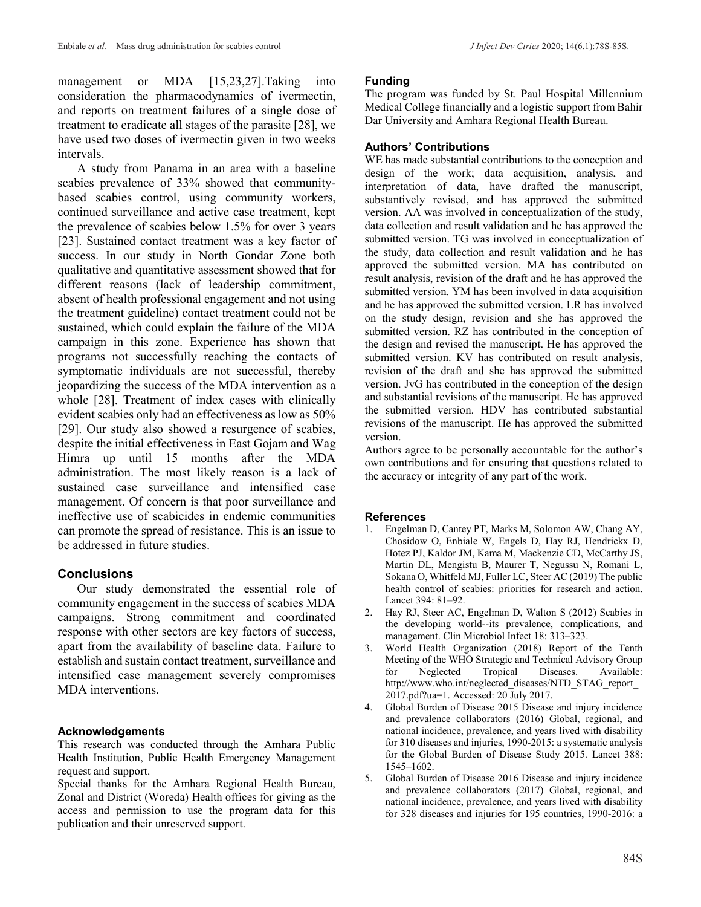management or MDA [15,23,27].Taking into consideration the pharmacodynamics of ivermectin, and reports on treatment failures of a single dose of treatment to eradicate all stages of the parasite [28], we have used two doses of ivermectin given in two weeks intervals.

A study from Panama in an area with a baseline scabies prevalence of 33% showed that community-based scabies control, using community workers, continued surveillance and active case treatment, kept the prevalence of scabies below 1.5% for over 3 years [23]. Sustained contact treatment was a key factor of success. In our study in North Gondar Zone both qualitative and quantitative assessment showed that for different reasons (lack of leadership commitment, absent of health professional engagement and not using the treatment guideline) contact treatment could not be sustained, which could explain the failure of the MDA campaign in this zone. Experience has shown that programs not successfully reaching the contacts of symptomatic individuals are not successful, thereby jeopardizing the success of the MDA intervention as a whole [28]. Treatment of index cases with clinically evident scabies only had an effectiveness as low as 50% [29]. Our study also showed a resurgence of scabies, despite the initial effectiveness in East Gojam and Wag Himra up until 15 months after the MDA administration. The most likely reason is a lack of sustained case surveillance and intensified case management. Of concern is that poor surveillance and ineffective use of scabicides in endemic communities can promote the spread of resistance. This is an issue to be addressed in future studies.

## Conclusions

Our study demonstrated the essential role of community engagement in the success of scabies MDA campaigns. Strong commitment and coordinated response with other sectors are key factors of success, apart from the availability of baseline data. Failure to establish and sustain contact treatment, surveillance and intensified case management severely compromises MDA interventions.

#### Acknowledgements

This research was conducted through the Amhara Public Health Institution, Public Health Emergency Management request and support.

Special thanks for the Amhara Regional Health Bureau, Zonal and District (Woreda) Health offices for giving as the access and permission to use the program data for this publication and their unreserved support.

#### Funding

The program was funded by St. Paul Hospital Millennium Medical College financially and a logistic support from Bahir Dar University and Amhara Regional Health Bureau.

#### Authors' Contributions

WE has made substantial contributions to the conception and design of the work; data acquisition, analysis, and interpretation of data, have drafted the manuscript, substantively revised, and has approved the submitted version. AA was involved in conceptualization of the study, data collection and result validation and he has approved the submitted version. TG was involved in conceptualization of the study, data collection and result validation and he has approved the submitted version. MA has contributed on result analysis, revision of the draft and he has approved the submitted version. YM has been involved in data acquisition and he has approved the submitted version. LR has involved on the study design, revision and she has approved the submitted version. RZ has contributed in the conception of the design and revised the manuscript. He has approved the submitted version. KV has contributed on result analysis, revision of the draft and she has approved the submitted version. JvG has contributed in the conception of the design and substantial revisions of the manuscript. He has approved the submitted version. HDV has contributed substantial revisions of the manuscript. He has approved the submitted version.

Authors agree to be personally accountable for the author's own contributions and for ensuring that questions related to the accuracy or integrity of any part of the work.

#### References

1. Engelman D, Cantey PT, Marks M, Solomon AW, Chang AY, Chosidow O, Enbiale W, Engels D, Hay RJ, Hendrickx D, Hotez PJ, Kaldor JM, Kama M, Mackenzie CD, McCarthy JS, Martin DL, Mengistu B, Maurer T, Negussu N, Romani L, Sokana O, Whitfeld MJ, Fuller LC, Steer AC (2019) The public health control of scabies: priorities for research and action. Lancet 394: 81–92.
2. Hay RJ, Steer AC, Engelman D, Walton S (2012) Scabies in the developing world--its prevalence, complications, and management. Clin Microbiol Infect 18: 313–323.
3. World Health Organization (2018) Report of the Tenth Meeting of the WHO Strategic and Technical Advisory Group for Neglected Tropical Diseases. Available: http://www.who.int/neglected_diseases/NTD_STAG_report_2017.pdf?ua=1. Accessed: 20 July 2017.
4. Global Burden of Disease 2015 Disease and injury incidence and prevalence collaborators (2016) Global, regional, and national incidence, prevalence, and years lived with disability for 310 diseases and injuries, 1990-2015: a systematic analysis for the Global Burden of Disease Study 2015. Lancet 388: 1545–1602.
5. Global Burden of Disease 2016 Disease and injury incidence and prevalence collaborators (2017) Global, regional, and national incidence, prevalence, and years lived with disability for 328 diseases and injuries for 195 countries, 1990-2016: a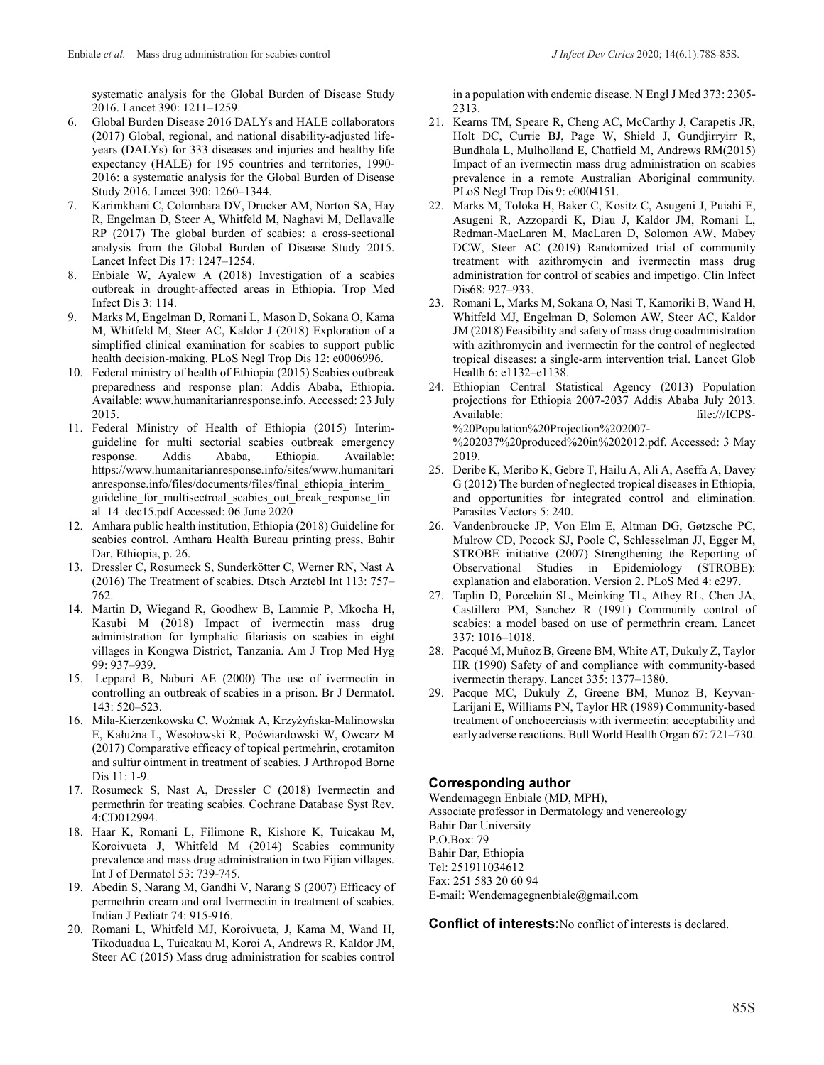systematic analysis for the Global Burden of Disease Study 2016. Lancet 390: 1211–1259.

6. Global Burden Disease 2016 DALYs and HALE collaborators (2017) Global, regional, and national disability-adjusted life-years (DALYs) for 333 diseases and injuries and healthy life expectancy (HALE) for 195 countries and territories, 1990-2016: a systematic analysis for the Global Burden of Disease Study 2016. Lancet 390: 1260–1344.
7. Karimkhani C, Colombara DV, Drucker AM, Norton SA, Hay R, Engelman D, Steer A, Whitfeld M, Naghavi M, Dellavalle RP (2017) The global burden of scabies: a cross-sectional analysis from the Global Burden of Disease Study 2015. Lancet Infect Dis 17: 1247–1254.
8. Enbiale W, Ayalew A (2018) Investigation of a scabies outbreak in drought-affected areas in Ethiopia. Trop Med Infect Dis 3: 114.
9. Marks M, Engelman D, Romani L, Mason D, Sokana O, Kama M, Whitfeld M, Steer AC, Kaldor J (2018) Exploration of a simplified clinical examination for scabies to support public health decision-making. PLoS Negl Trop Dis 12: e0006996.
10. Federal ministry of health of Ethiopia (2015) Scabies outbreak preparedness and response plan: Addis Ababa, Ethiopia. Available: www.humanitarianresponse.info. Accessed: 23 July 2015.
11. Federal Ministry of Health of Ethiopia (2015) Interim-guideline for multi sectorial scabies outbreak emergency response. Addis Ababa, Ethiopia. Available: https://www.humanitarianresponse.info/sites/www.humanitarianresponse.info/files/documents/files/final_ethiopia_interim_guideline_for_multisectroal_scabies_out_break_response_final_14_dec15.pdf Accessed: 06 June 2020
12. Amhara public health institution, Ethiopia (2018) Guideline for scabies control. Amhara Health Bureau printing press, Bahir Dar, Ethiopia, p. 26.
13. Dressler C, Rosumeck S, Sunderkötter C, Werner RN, Nast A (2016) The Treatment of scabies. Dtsch Arztebl Int 113: 757–762.
14. Martin D, Wiegand R, Goodhew B, Lammie P, Mkocha H, Kasubi M (2018) Impact of ivermectin mass drug administration for lymphatic filariasis on scabies in eight villages in Kongwa District, Tanzania. Am J Trop Med Hyg 99: 937–939.
15. Leppard B, Naburi AE (2000) The use of ivermectin in controlling an outbreak of scabies in a prison. Br J Dermatol. 143: 520–523.
16. Mila-Kierzenkowska C, Woźniak A, Krzyżyńska-Malinowska E, Kałużna L, Wesołowski R, Poćwiardowski W, Owcarz M (2017) Comparative efficacy of topical pertmehrin, crotamiton and sulfur ointment in treatment of scabies. J Arthropod Borne Dis 11: 1-9.
17. Rosumeck S, Nast A, Dressler C (2018) Ivermectin and permethrin for treating scabies. Cochrane Database Syst Rev. 4:CD012994.
18. Haar K, Romani L, Filimone R, Kishore K, Tuicakau M, Koroivueta J, Whitfeld M (2014) Scabies community prevalence and mass drug administration in two Fijian villages. Int J of Dermatol 53: 739-745.
19. Abedin S, Narang M, Gandhi V, Narang S (2007) Efficacy of permethrin cream and oral Ivermectin in treatment of scabies. Indian J Pediatr 74: 915-916.
20. Romani L, Whitfeld MJ, Koroivueta, J, Kama M, Wand H, Tikoduadua L, Tuicakau M, Koroi A, Andrews R, Kaldor JM, Steer AC (2015) Mass drug administration for scabies control in a population with endemic disease. N Engl J Med 373: 2305-2313.
21. Kearns TM, Speare R, Cheng AC, McCarthy J, Carapetis JR, Holt DC, Currie BJ, Page W, Shield J, Gundjirryirr R, Bundhala L, Mulholland E, Chatfield M, Andrews RM(2015) Impact of an ivermectin mass drug administration on scabies prevalence in a remote Australian Aboriginal community. PLoS Negl Trop Dis 9: e0004151.
22. Marks M, Toloka H, Baker C, Kositz C, Asugeni J, Puiahi E, Asugeni R, Azzopardi K, Diau J, Kaldor JM, Romani L, Redman-MacLaren M, MacLaren D, Solomon AW, Mabey DCW, Steer AC (2019) Randomized trial of community treatment with azithromycin and ivermectin mass drug administration for control of scabies and impetigo. Clin Infect Dis68: 927–933.
23. Romani L, Marks M, Sokana O, Nasi T, Kamoriki B, Wand H, Whitfeld MJ, Engelman D, Solomon AW, Steer AC, Kaldor JM (2018) Feasibility and safety of mass drug coadministration with azithromycin and ivermectin for the control of neglected tropical diseases: a single-arm intervention trial. Lancet Glob Health 6: e1132–e1138.
24. Ethiopian Central Statistical Agency (2013) Population projections for Ethiopia 2007-2037 Addis Ababa July 2013. Available: file:///ICPS-%20Population%20Projection%202007-%202037%20produced%20in%202012.pdf. Accessed: 3 May 2019.
25. Deribe K, Meribo K, Gebre T, Hailu A, Ali A, Aseffa A, Davey G (2012) The burden of neglected tropical diseases in Ethiopia, and opportunities for integrated control and elimination. Parasites Vectors 5: 240.
26. Vandenbroucke JP, Von Elm E, Altman DG, Gøtzsche PC, Mulrow CD, Pocock SJ, Poole C, Schlesselman JJ, Egger M, STROBE initiative (2007) Strengthening the Reporting of Observational Studies in Epidemiology (STROBE): explanation and elaboration. Version 2. PLoS Med 4: e297.
27. Taplin D, Porcelain SL, Meinking TL, Athey RL, Chen JA, Castillero PM, Sanchez R (1991) Community control of scabies: a model based on use of permethrin cream. Lancet 337: 1016–1018.
28. Pacqué M, Muñoz B, Greene BM, White AT, Dukuly Z, Taylor HR (1990) Safety of and compliance with community-based ivermectin therapy. Lancet 335: 1377–1380.
29. Pacque MC, Dukuly Z, Greene BM, Munoz B, Keyvan-Larijani E, Williams PN, Taylor HR (1989) Community-based treatment of onchocerciasis with ivermectin: acceptability and early adverse reactions. Bull World Health Organ 67: 721–730.

## Corresponding author

Wendemagegn Enbiale (MD, MPH),
Associate professor in Dermatology and venereology
Bahir Dar University
P.O.Box: 79
Bahir Dar, Ethiopia
Tel: 251911034612
Fax: 251 583 20 60 94
E-mail: Wendemagegnenbiale@gmail.com

**Conflict of interests:** No conflict of interests is declared.